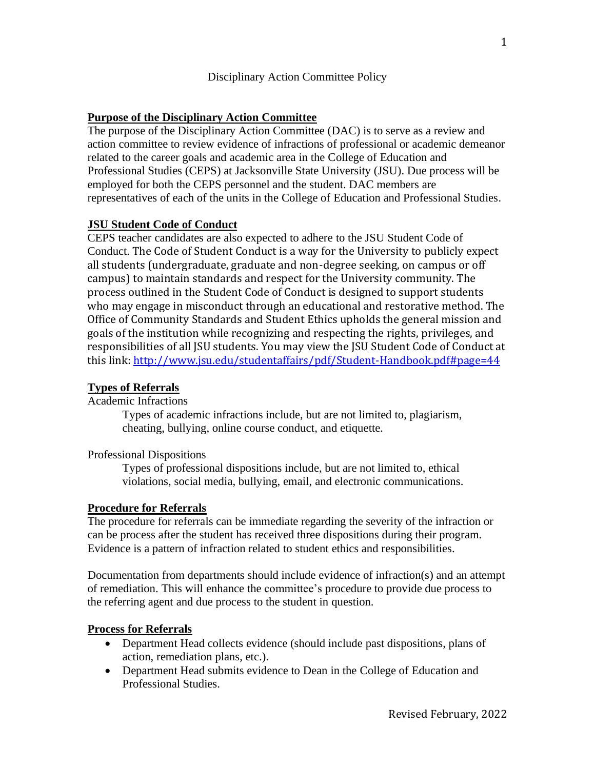# Disciplinary Action Committee Policy

## Purpose of the Disciplinary Action Committee

The purpose of the Disciplinary Action Committee (DAC) is to serve as a review and action committee to review evidence of infractions of professional or academic demeanor related to the career goals and academic area in the College of Education and Professional Studies (CEPS) at Jacksonville State University (JSU). Due process will be employed for both the CEPS personnel and the student. DAC members are representatives of each of the units in the College of Education and Professional Studies.

## JSU Student Code of Conduct

CEPS teacher candidates are also expected to adhere to the JSU Student Code of Conduct. The Code of Student Conduct is a way for the University to publicly expect all students (undergraduate, graduate and non-degree seeking, on campus or off campus) to maintain standards and respect for the University community. The process outlined in the Student Code of Conduct is designed to support students who may engage in misconduct through an educational and restorative method. The Office of Community Standards and Student Ethics upholds the general mission and goals of the institution while recognizing and respecting the rights, privileges, and responsibilities of all JSU students. You may view the JSU Student Code of Conduct at this link: [http://www.jsu.edu/studentaffairs/pdf/Student-Handbook.pdf#page=44](http://www.jsu.edu/studentaffairs/pdf/Student-Handbook.pdf#page=44)

## Types of Referrals

Academic Infractions

Types of academic infractions include, but are not limited to, plagiarism, cheating, bullying, online course conduct, and etiquette.

Professional Dispositions

Types of professional dispositions include, but are not limited to, ethical violations, social media, bullying, email, and electronic communications.

## Procedure for Referrals

The procedure for referrals can be immediate regarding the severity of the infraction or can be process after the student has received three dispositions during their program. Evidence is a pattern of infraction related to student ethics and responsibilities.

Documentation from departments should include evidence of infraction(s) and an attempt of remediation. This will enhance the committee's procedure to provide due process to the referring agent and due process to the student in question.

## Process for Referrals

- Department Head collects evidence (should include past dispositions, plans of action, remediation plans, etc.).
- Department Head submits evidence to Dean in the College of Education and Professional Studies.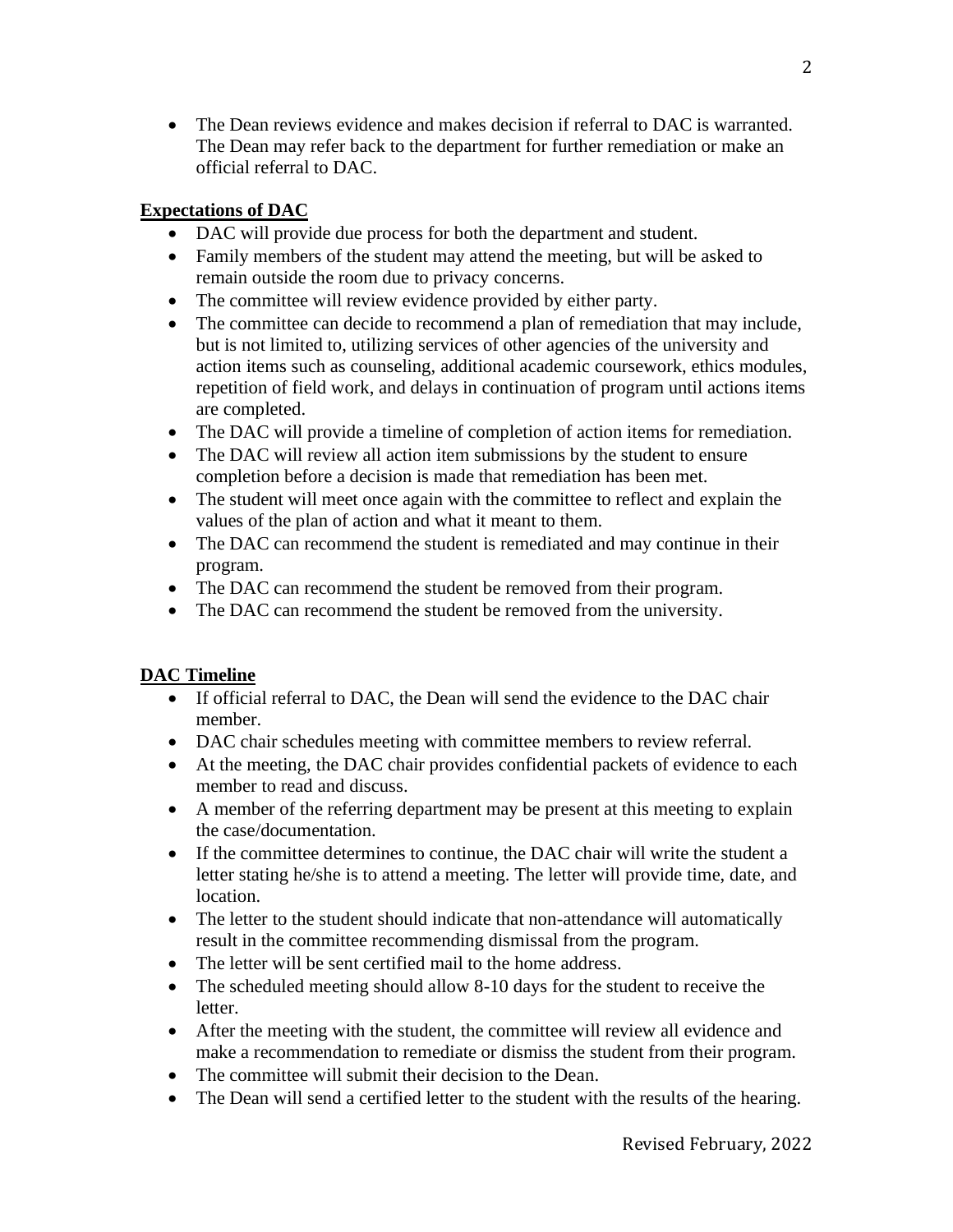- The Dean reviews evidence and makes decision if referral to DAC is warranted. The Dean may refer back to the department for further remediation or make an official referral to DAC.

**Expectations of DAC**

- DAC will provide due process for both the department and student.
- Family members of the student may attend the meeting, but will be asked to remain outside the room due to privacy concerns.
- The committee will review evidence provided by either party.
- The committee can decide to recommend a plan of remediation that may include, but is not limited to, utilizing services of other agencies of the university and action items such as counseling, additional academic coursework, ethics modules, repetition of field work, and delays in continuation of program until actions items are completed.
- The DAC will provide a timeline of completion of action items for remediation.
- The DAC will review all action item submissions by the student to ensure completion before a decision is made that remediation has been met.
- The student will meet once again with the committee to reflect and explain the values of the plan of action and what it meant to them.
- The DAC can recommend the student is remediated and may continue in their program.
- The DAC can recommend the student be removed from their program.
- The DAC can recommend the student be removed from the university.

**DAC Timeline**

- If official referral to DAC, the Dean will send the evidence to the DAC chair member.
- DAC chair schedules meeting with committee members to review referral.
- At the meeting, the DAC chair provides confidential packets of evidence to each member to read and discuss.
- A member of the referring department may be present at this meeting to explain the case/documentation.
- If the committee determines to continue, the DAC chair will write the student a letter stating he/she is to attend a meeting. The letter will provide time, date, and location.
- The letter to the student should indicate that non-attendance will automatically result in the committee recommending dismissal from the program.
- The letter will be sent certified mail to the home address.
- The scheduled meeting should allow 8-10 days for the student to receive the letter.
- After the meeting with the student, the committee will review all evidence and make a recommendation to remediate or dismiss the student from their program.
- The committee will submit their decision to the Dean.
- The Dean will send a certified letter to the student with the results of the hearing.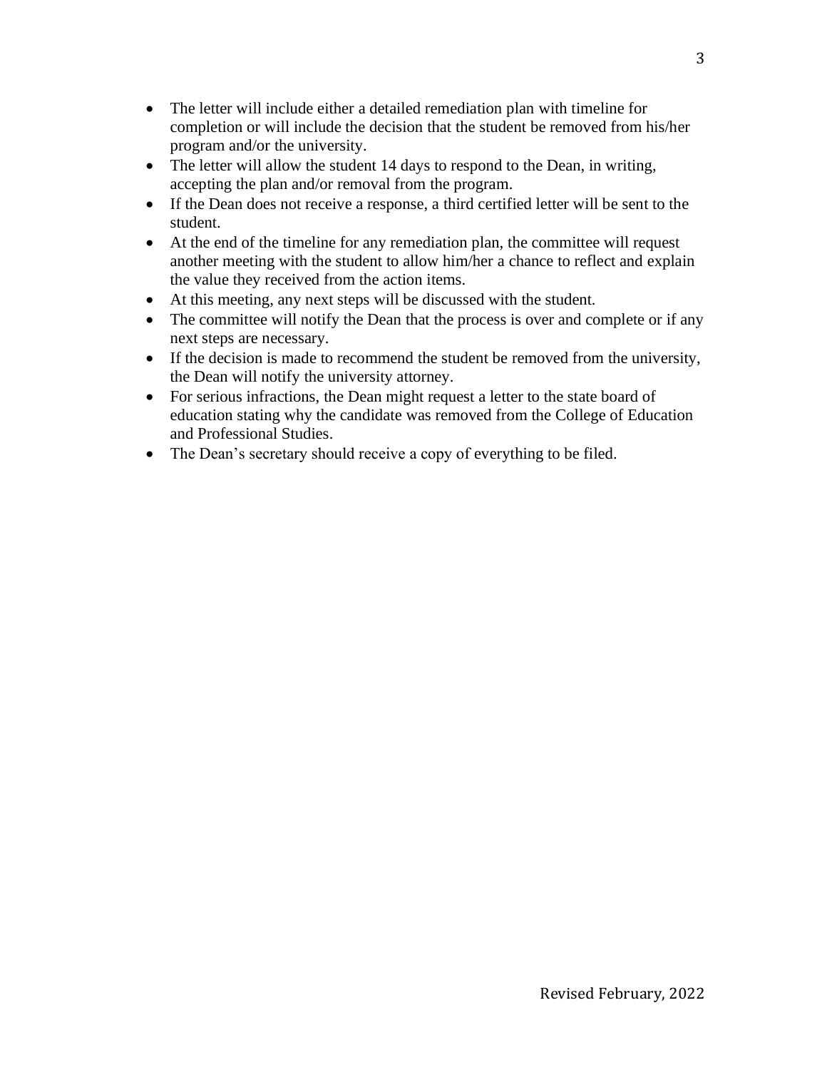- The letter will include either a detailed remediation plan with timeline for completion or will include the decision that the student be removed from his/her program and/or the university.
- The letter will allow the student 14 days to respond to the Dean, in writing, accepting the plan and/or removal from the program.
- If the Dean does not receive a response, a third certified letter will be sent to the student.
- At the end of the timeline for any remediation plan, the committee will request another meeting with the student to allow him/her a chance to reflect and explain the value they received from the action items.
- At this meeting, any next steps will be discussed with the student.
- The committee will notify the Dean that the process is over and complete or if any next steps are necessary.
- If the decision is made to recommend the student be removed from the university, the Dean will notify the university attorney.
- For serious infractions, the Dean might request a letter to the state board of education stating why the candidate was removed from the College of Education and Professional Studies.
- The Dean's secretary should receive a copy of everything to be filed.

Revised February, 2022